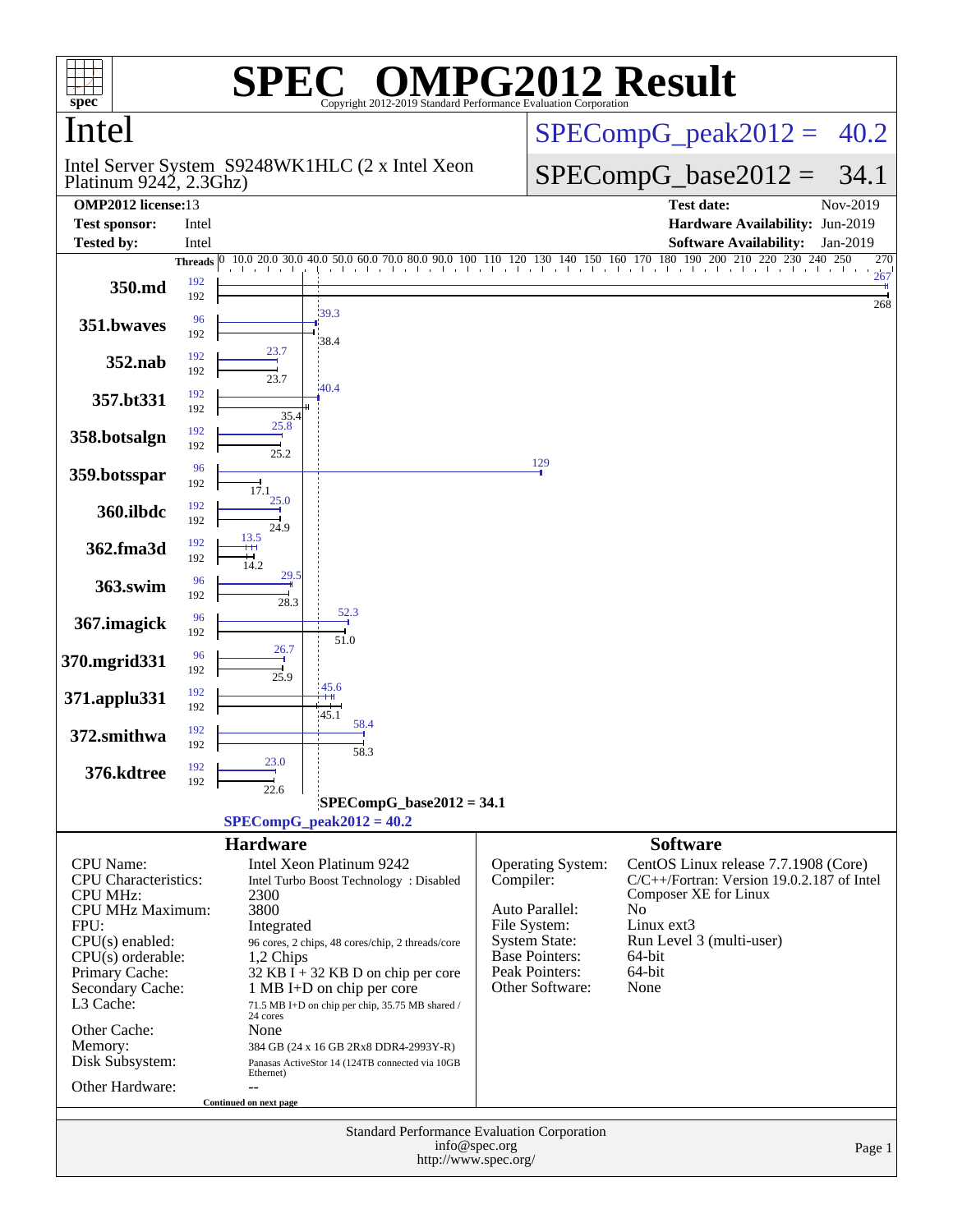# SPEC OMPG2012 Result

Copyright 2012-2019 Standard Performance Evaluation Corporation

## Intel

Intel Server System S9248WK1HLC (2 x Intel Xeon Platinum 9242, 2.3Ghz)

SPECompG_peak2012 = 40.2

SPECompG_base2012 = 34.1

| | | | |
|---|---|---|---|
| **OMP2012 license:** | 13 | **Test date:** | Nov-2019 |
| **Test sponsor:** | Intel | **Hardware Availability:** | Jun-2019 |
| **Tested by:** | Intel | **Software Availability:** | Jan-2019 |

| Benchmark | Peak Threads | Base Threads | Peak | Base |
|---|---|---|---|---|
| 350.md | 192 | 192 | 267 | 268 |
| 351.bwaves | 96 | 192 | 39.3 | 38.4 |
| 352.nab | 192 | 192 | 23.7 | 23.7 |
| 357.bt331 | 192 | 192 | 40.4 | 35.4 |
| 358.botsalgn | 192 | 192 | 25.8 | 25.2 |
| 359.botsspar | 96 | 192 | 129 | 17.1 |
| 360.ilbdc | 192 | 192 | 25.0 | 24.9 |
| 362.fma3d | 192 | 192 | 13.5 | 14.2 |
| 363.swim | 96 | 192 | 29.5 | 28.3 |
| 367.imagick | 96 | 192 | 52.3 | 51.0 |
| 370.mgrid331 | 96 | 192 | 26.7 | 25.9 |
| 371.applu331 | 192 | 192 | 45.6 | 45.1 |
| 372.smithwa | 192 | 192 | 58.4 | 58.3 |
| 376.kdtree | 192 | 192 | 23.0 | 22.6 |

SPECompG_base2012 = 34.1

SPECompG_peak2012 = 40.2

### Hardware

| | |
|---|---|
| CPU Name: | Intel Xeon Platinum 9242 |
| CPU Characteristics: | Intel Turbo Boost Technology : Disabled |
| CPU MHz: | 2300 |
| CPU MHz Maximum: | 3800 |
| FPU: | Integrated |
| CPU(s) enabled: | 96 cores, 2 chips, 48 cores/chip, 2 threads/core |
| CPU(s) orderable: | 1,2 Chips |
| Primary Cache: | 32 KB I + 32 KB D on chip per core |
| Secondary Cache: | 1 MB I+D on chip per core |
| L3 Cache: | 71.5 MB I+D on chip per chip, 35.75 MB shared / 24 cores |
| Other Cache: | None |
| Memory: | 384 GB (24 x 16 GB 2Rx8 DDR4-2993Y-R) |
| Disk Subsystem: | Panasas ActiveStor 14 (124TB connected via 10GB Ethernet) |
| Other Hardware: | -- |

Continued on next page

### Software

| | |
|---|---|
| Operating System: | CentOS Linux release 7.7.1908 (Core) |
| Compiler: | C/C++/Fortran: Version 19.0.2.187 of Intel Composer XE for Linux |
| Auto Parallel: | No |
| File System: | Linux ext3 |
| System State: | Run Level 3 (multi-user) |
| Base Pointers: | 64-bit |
| Peak Pointers: | 64-bit |
| Other Software: | None |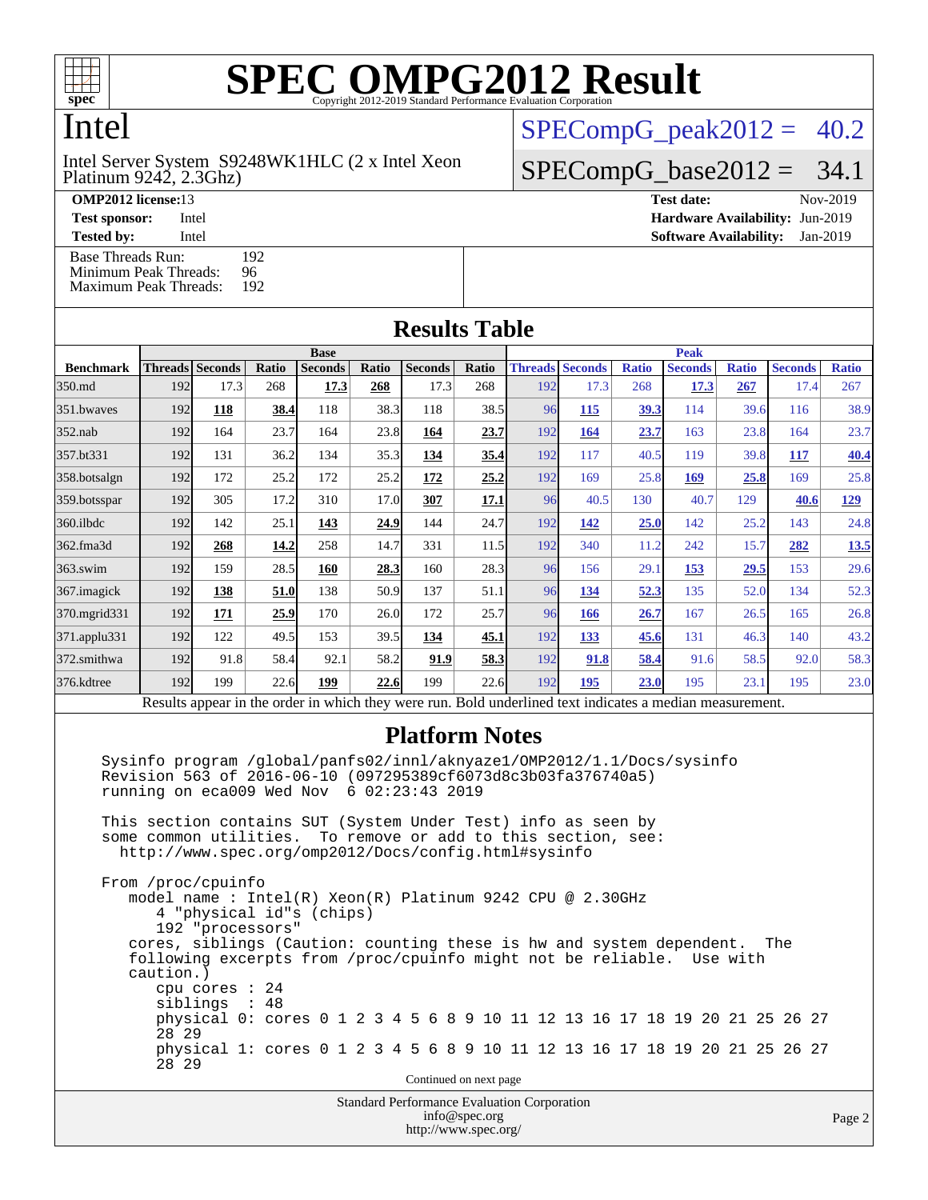# SPEC OMPG2012 Result

Copyright 2012-2019 Standard Performance Evaluation Corporation

## Intel

Intel Server System S9248WK1HLC (2 x Intel Xeon Platinum 9242, 2.3Ghz)

SPECompG_peak2012 = 40.2

SPECompG_base2012 = 34.1

**OMP2012 license:** 13
**Test sponsor:** Intel
**Tested by:** Intel

**Test date:** Nov-2019
**Hardware Availability:** Jun-2019
**Software Availability:** Jan-2019

Base Threads Run: 192
Minimum Peak Threads: 96
Maximum Peak Threads: 192

## Results Table

| Benchmark | Base | | | | | | | Peak | | | | | | |
|---|---|---|---|---|---|---|---|---|---|---|---|---|---|---|
| | Threads | Seconds | Ratio | Seconds | Ratio | Seconds | Ratio | Threads | Seconds | Ratio | Seconds | Ratio | Seconds | Ratio |
| 350.md | 192 | 17.3 | 268 | **17.3** | **268** | 17.3 | 268 | 192 | 17.3 | 268 | **17.3** | **267** | 17.4 | 267 |
| 351.bwaves | 192 | **118** | **38.4** | 118 | 38.3 | 118 | 38.5 | 96 | **115** | **39.3** | 114 | 39.6 | 116 | 38.9 |
| 352.nab | 192 | 164 | 23.7 | 164 | 23.8 | **164** | **23.7** | 192 | **164** | **23.7** | 163 | 23.8 | 164 | 23.7 |
| 357.bt331 | 192 | 131 | 36.2 | 134 | 35.3 | **134** | **35.4** | 192 | 117 | 40.5 | 119 | 39.8 | **117** | **40.4** |
| 358.botsalgn | 192 | 172 | 25.2 | 172 | 25.2 | **172** | **25.2** | 192 | 169 | 25.8 | **169** | **25.8** | 169 | 25.8 |
| 359.botsspar | 192 | 305 | 17.2 | 310 | 17.0 | **307** | **17.1** | 96 | 40.5 | 130 | 40.7 | 129 | **40.6** | **129** |
| 360.ilbdc | 192 | 142 | 25.1 | **143** | **24.9** | 144 | 24.7 | 192 | **142** | **25.0** | 142 | 25.2 | 143 | 24.8 |
| 362.fma3d | 192 | **268** | **14.2** | 258 | 14.7 | 331 | 11.5 | 192 | 340 | 11.2 | 242 | 15.7 | **282** | **13.5** |
| 363.swim | 192 | 159 | 28.5 | **160** | **28.3** | 160 | 28.3 | 96 | 156 | 29.1 | **153** | **29.5** | 153 | 29.6 |
| 367.imagick | 192 | **138** | **51.0** | 138 | 50.9 | 137 | 51.1 | 96 | **134** | **52.3** | 135 | 52.0 | 134 | 52.3 |
| 370.mgrid331 | 192 | **171** | **25.9** | 170 | 26.0 | 172 | 25.7 | 96 | **166** | **26.7** | 167 | 26.5 | 165 | 26.8 |
| 371.applu331 | 192 | 122 | 49.5 | 153 | 39.5 | **134** | **45.1** | 192 | **133** | **45.6** | 131 | 46.3 | 140 | 43.2 |
| 372.smithwa | 192 | 91.8 | 58.4 | 92.1 | 58.2 | **91.9** | **58.3** | 192 | **91.8** | **58.4** | 91.6 | 58.5 | 92.0 | 58.3 |
| 376.kdtree | 192 | 199 | 22.6 | **199** | **22.6** | 199 | 22.6 | 192 | **195** | **23.0** | 195 | 23.1 | 195 | 23.0 |

Results appear in the order in which they were run. Bold underlined text indicates a median measurement.

## Platform Notes

```
Sysinfo program /global/panfs02/innl/aknyaze1/OMP2012/1.1/Docs/sysinfo
Revision 563 of 2016-06-10 (097295389cf6073d8c3b03fa376740a5)
running on eca009 Wed Nov  6 02:23:43 2019

This section contains SUT (System Under Test) info as seen by
some common utilities.  To remove or add to this section, see:
  http://www.spec.org/omp2012/Docs/config.html#sysinfo

From /proc/cpuinfo
   model name : Intel(R) Xeon(R) Platinum 9242 CPU @ 2.30GHz
      4 "physical id"s (chips)
      192 "processors"
   cores, siblings (Caution: counting these is hw and system dependent.  The
   following excerpts from /proc/cpuinfo might not be reliable.  Use with
   caution.)
      cpu cores : 24
      siblings  : 48
      physical 0: cores 0 1 2 3 4 5 6 8 9 10 11 12 13 16 17 18 19 20 21 25 26 27
      28 29
      physical 1: cores 0 1 2 3 4 5 6 8 9 10 11 12 13 16 17 18 19 20 21 25 26 27
      28 29
```

Continued on next page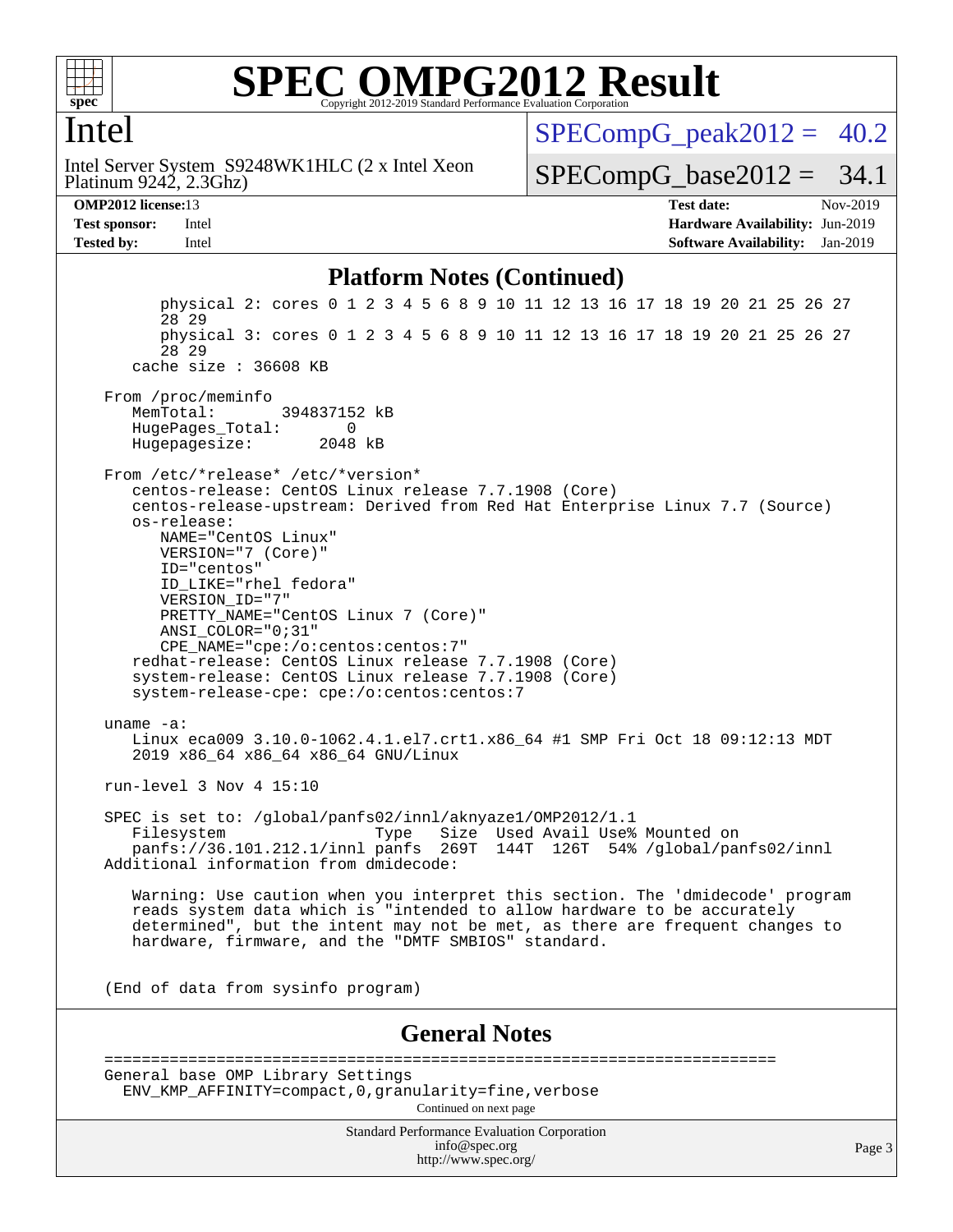# SPEC OMPG2012 Result

Copyright 2012-2019 Standard Performance Evaluation Corporation

## Intel

Intel Server System S9248WK1HLC (2 x Intel Xeon Platinum 9242, 2.3Ghz)

SPECompG_peak2012 = 40.2

SPECompG_base2012 = 34.1

**OMP2012 license:** 13 | **Test date:** Nov-2019
**Test sponsor:** Intel | **Hardware Availability:** Jun-2019
**Tested by:** Intel | **Software Availability:** Jan-2019

## Platform Notes (Continued)

```
        physical 2: cores 0 1 2 3 4 5 6 8 9 10 11 12 13 16 17 18 19 20 21 25 26 27
        28 29
        physical 3: cores 0 1 2 3 4 5 6 8 9 10 11 12 13 16 17 18 19 20 21 25 26 27
        28 29
    cache size : 36608 KB

 From /proc/meminfo
    MemTotal:       394837152 kB
    HugePages_Total:       0
    Hugepagesize:       2048 kB

 From /etc/*release* /etc/*version*
    centos-release: CentOS Linux release 7.7.1908 (Core)
    centos-release-upstream: Derived from Red Hat Enterprise Linux 7.7 (Source)
    os-release:
       NAME="CentOS Linux"
       VERSION="7 (Core)"
       ID="centos"
       ID_LIKE="rhel fedora"
       VERSION_ID="7"
       PRETTY_NAME="CentOS Linux 7 (Core)"
       ANSI_COLOR="0;31"
       CPE_NAME="cpe:/o:centos:centos:7"
    redhat-release: CentOS Linux release 7.7.1908 (Core)
    system-release: CentOS Linux release 7.7.1908 (Core)
    system-release-cpe: cpe:/o:centos:centos:7

 uname -a:
    Linux eca009 3.10.0-1062.4.1.el7.crt1.x86_64 #1 SMP Fri Oct 18 09:12:13 MDT
    2019 x86_64 x86_64 x86_64 GNU/Linux

 run-level 3 Nov 4 15:10

 SPEC is set to: /global/panfs02/innl/aknyaze1/OMP2012/1.1
    Filesystem                Type   Size  Used Avail Use% Mounted on
    panfs://36.101.212.1/innl panfs  269T  144T  126T  54% /global/panfs02/innl
 Additional information from dmidecode:

    Warning: Use caution when you interpret this section. The 'dmidecode' program
    reads system data which is "intended to allow hardware to be accurately
    determined", but the intent may not be met, as there are frequent changes to
    hardware, firmware, and the "DMTF SMBIOS" standard.


 (End of data from sysinfo program)
```

## General Notes

```
 ========================================================================
 General base OMP Library Settings
   ENV_KMP_AFFINITY=compact,0,granularity=fine,verbose
```

Continued on next page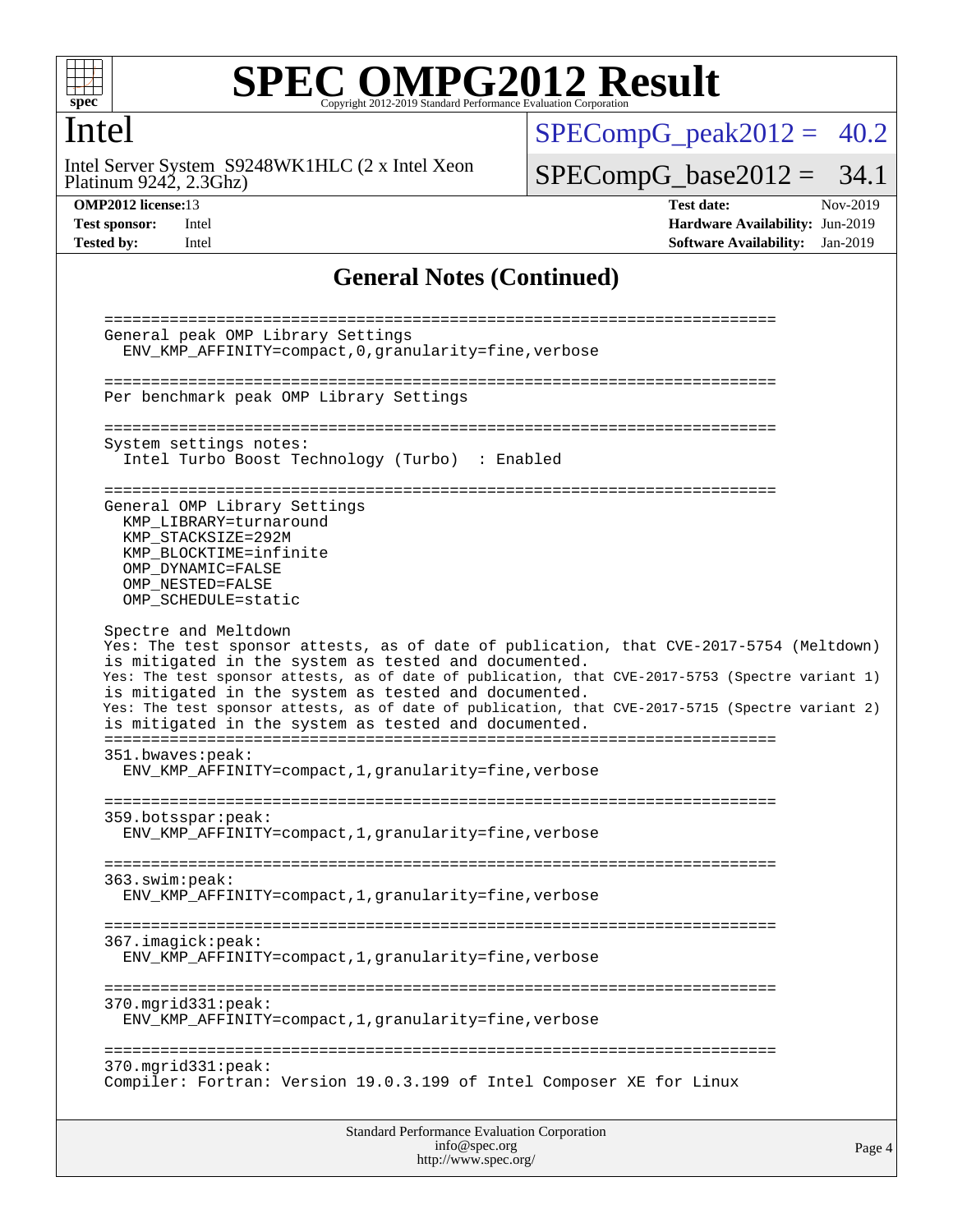## General Notes (Continued)

```
==========================================================================
General peak OMP Library Settings
  ENV_KMP_AFFINITY=compact,0,granularity=fine,verbose

==========================================================================
Per benchmark peak OMP Library Settings

==========================================================================
System settings notes:
  Intel Turbo Boost Technology (Turbo)  : Enabled

==========================================================================
General OMP Library Settings
  KMP_LIBRARY=turnaround
  KMP_STACKSIZE=292M
  KMP_BLOCKTIME=infinite
  OMP_DYNAMIC=FALSE
  OMP_NESTED=FALSE
  OMP_SCHEDULE=static

Spectre and Meltdown
Yes: The test sponsor attests, as of date of publication, that CVE-2017-5754 (Meltdown)
is mitigated in the system as tested and documented.
Yes: The test sponsor attests, as of date of publication, that CVE-2017-5753 (Spectre variant 1)
is mitigated in the system as tested and documented.
Yes: The test sponsor attests, as of date of publication, that CVE-2017-5715 (Spectre variant 2)
is mitigated in the system as tested and documented.
==========================================================================
351.bwaves:peak:
  ENV_KMP_AFFINITY=compact,1,granularity=fine,verbose

==========================================================================
359.botsspar:peak:
  ENV_KMP_AFFINITY=compact,1,granularity=fine,verbose

==========================================================================
363.swim:peak:
  ENV_KMP_AFFINITY=compact,1,granularity=fine,verbose

==========================================================================
367.imagick:peak:
  ENV_KMP_AFFINITY=compact,1,granularity=fine,verbose

==========================================================================
370.mgrid331:peak:
  ENV_KMP_AFFINITY=compact,1,granularity=fine,verbose

==========================================================================
370.mgrid331:peak:
Compiler: Fortran: Version 19.0.3.199 of Intel Composer XE for Linux
```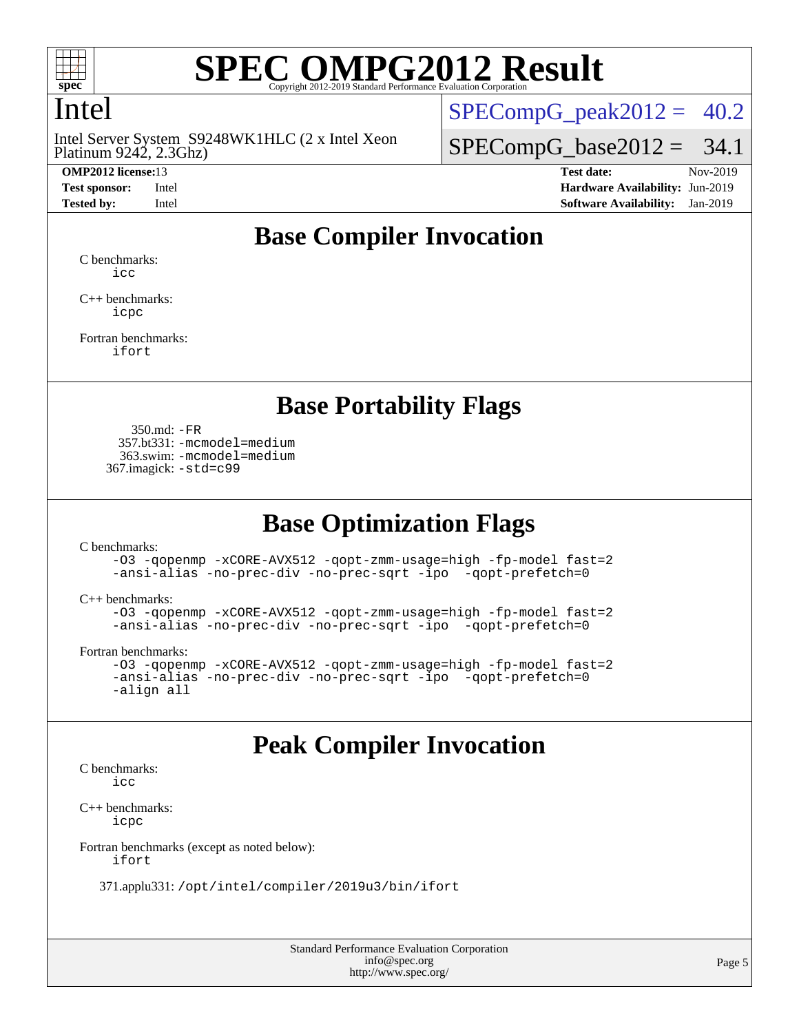# Intel

Intel Server System S9248WK1HLC (2 x Intel Xeon Platinum 9242, 2.3Ghz)

SPECompG_peak2012 = 40.2

SPECompG_base2012 = 34.1

**OMP2012 license:** 13 | **Test date:** Nov-2019
**Test sponsor:** Intel | **Hardware Availability:** Jun-2019
**Tested by:** Intel | **Software Availability:** Jan-2019

## Base Compiler Invocation

C benchmarks:
```
icc
```

C++ benchmarks:
```
icpc
```

Fortran benchmarks:
```
ifort
```

## Base Portability Flags

350.md: `-FR`
357.bt331: `-mcmodel=medium`
363.swim: `-mcmodel=medium`
367.imagick: `-std=c99`

## Base Optimization Flags

C benchmarks:
```
-O3 -qopenmp -xCORE-AVX512 -qopt-zmm-usage=high -fp-model fast=2
-ansi-alias -no-prec-div -no-prec-sqrt -ipo  -qopt-prefetch=0
```

C++ benchmarks:
```
-O3 -qopenmp -xCORE-AVX512 -qopt-zmm-usage=high -fp-model fast=2
-ansi-alias -no-prec-div -no-prec-sqrt -ipo  -qopt-prefetch=0
```

Fortran benchmarks:
```
-O3 -qopenmp -xCORE-AVX512 -qopt-zmm-usage=high -fp-model fast=2
-ansi-alias -no-prec-div -no-prec-sqrt -ipo  -qopt-prefetch=0
-align all
```

## Peak Compiler Invocation

C benchmarks:
```
icc
```

C++ benchmarks:
```
icpc
```

Fortran benchmarks (except as noted below):
```
ifort
```

371.applu331: `/opt/intel/compiler/2019u3/bin/ifort`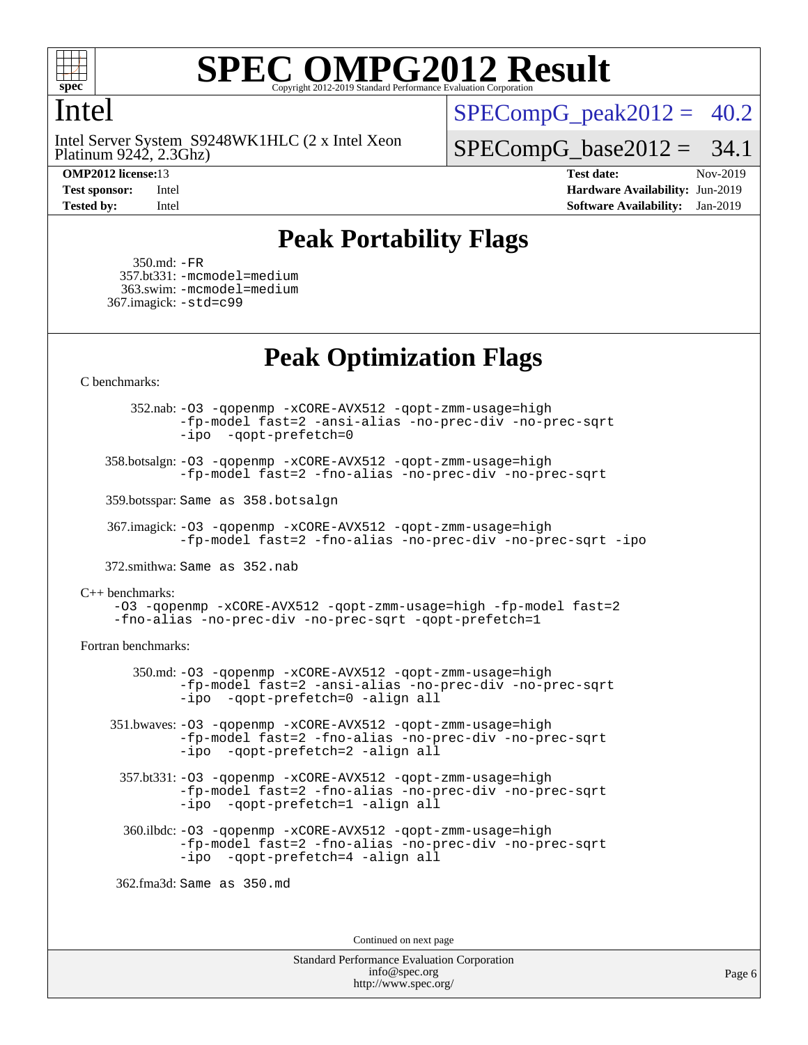# Intel

Intel Server System S9248WK1HLC (2 x Intel Xeon Platinum 9242, 2.3Ghz)

SPECompG_peak2012 = 40.2

SPECompG_base2012 = 34.1

**OMP2012 license:** 13
**Test sponsor:** Intel
**Tested by:** Intel

**Test date:** Nov-2019
**Hardware Availability:** Jun-2019
**Software Availability:** Jan-2019

## Peak Portability Flags

350.md: -FR
357.bt331: -mcmodel=medium
363.swim: -mcmodel=medium
367.imagick: -std=c99

## Peak Optimization Flags

C benchmarks:

352.nab: -O3 -qopenmp -xCORE-AVX512 -qopt-zmm-usage=high -fp-model fast=2 -ansi-alias -no-prec-div -no-prec-sqrt -ipo -qopt-prefetch=0

358.botsalgn: -O3 -qopenmp -xCORE-AVX512 -qopt-zmm-usage=high -fp-model fast=2 -fno-alias -no-prec-div -no-prec-sqrt

359.botsspar: Same as 358.botsalgn

367.imagick: -O3 -qopenmp -xCORE-AVX512 -qopt-zmm-usage=high -fp-model fast=2 -fno-alias -no-prec-div -no-prec-sqrt -ipo

372.smithwa: Same as 352.nab

C++ benchmarks:

-O3 -qopenmp -xCORE-AVX512 -qopt-zmm-usage=high -fp-model fast=2 -fno-alias -no-prec-div -no-prec-sqrt -qopt-prefetch=1

Fortran benchmarks:

350.md: -O3 -qopenmp -xCORE-AVX512 -qopt-zmm-usage=high -fp-model fast=2 -ansi-alias -no-prec-div -no-prec-sqrt -ipo -qopt-prefetch=0 -align all

351.bwaves: -O3 -qopenmp -xCORE-AVX512 -qopt-zmm-usage=high -fp-model fast=2 -fno-alias -no-prec-div -no-prec-sqrt -ipo -qopt-prefetch=2 -align all

357.bt331: -O3 -qopenmp -xCORE-AVX512 -qopt-zmm-usage=high -fp-model fast=2 -fno-alias -no-prec-div -no-prec-sqrt -ipo -qopt-prefetch=1 -align all

360.ilbdc: -O3 -qopenmp -xCORE-AVX512 -qopt-zmm-usage=high -fp-model fast=2 -fno-alias -no-prec-div -no-prec-sqrt -ipo -qopt-prefetch=4 -align all

362.fma3d: Same as 350.md

Continued on next page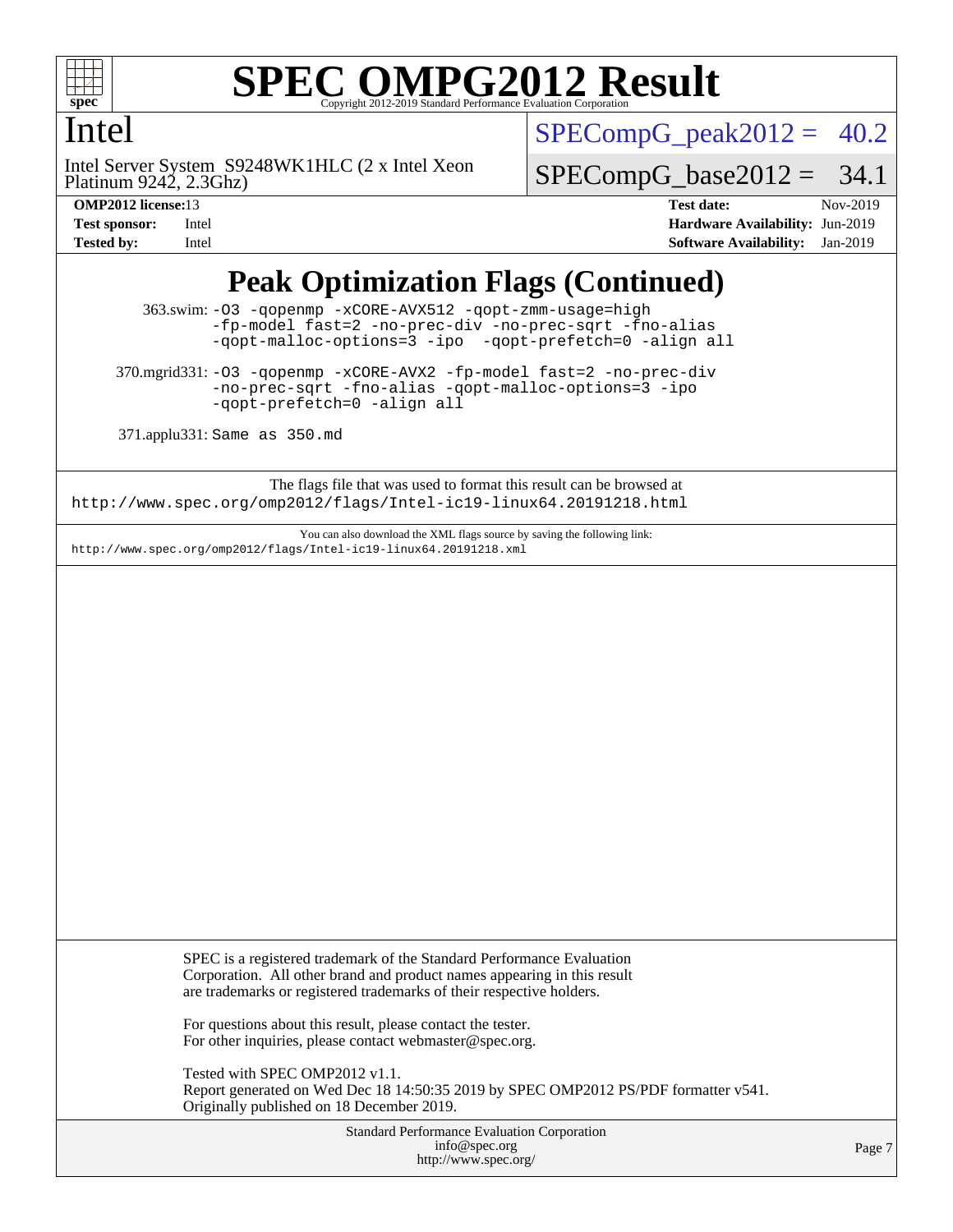# Peak Optimization Flags (Continued)

363.swim: -O3 -qopenmp -xCORE-AVX512 -qopt-zmm-usage=high -fp-model fast=2 -no-prec-div -no-prec-sqrt -fno-alias -qopt-malloc-options=3 -ipo -qopt-prefetch=0 -align all

370.mgrid331: -O3 -qopenmp -xCORE-AVX2 -fp-model fast=2 -no-prec-div -no-prec-sqrt -fno-alias -qopt-malloc-options=3 -ipo -qopt-prefetch=0 -align all

371.applu331: Same as 350.md

The flags file that was used to format this result can be browsed at
http://www.spec.org/omp2012/flags/Intel-ic19-linux64.20191218.html

You can also download the XML flags source by saving the following link:
http://www.spec.org/omp2012/flags/Intel-ic19-linux64.20191218.xml

SPEC is a registered trademark of the Standard Performance Evaluation Corporation. All other brand and product names appearing in this result are trademarks or registered trademarks of their respective holders.

For questions about this result, please contact the tester.
For other inquiries, please contact webmaster@spec.org.

Tested with SPEC OMP2012 v1.1.
Report generated on Wed Dec 18 14:50:35 2019 by SPEC OMP2012 PS/PDF formatter v541.
Originally published on 18 December 2019.